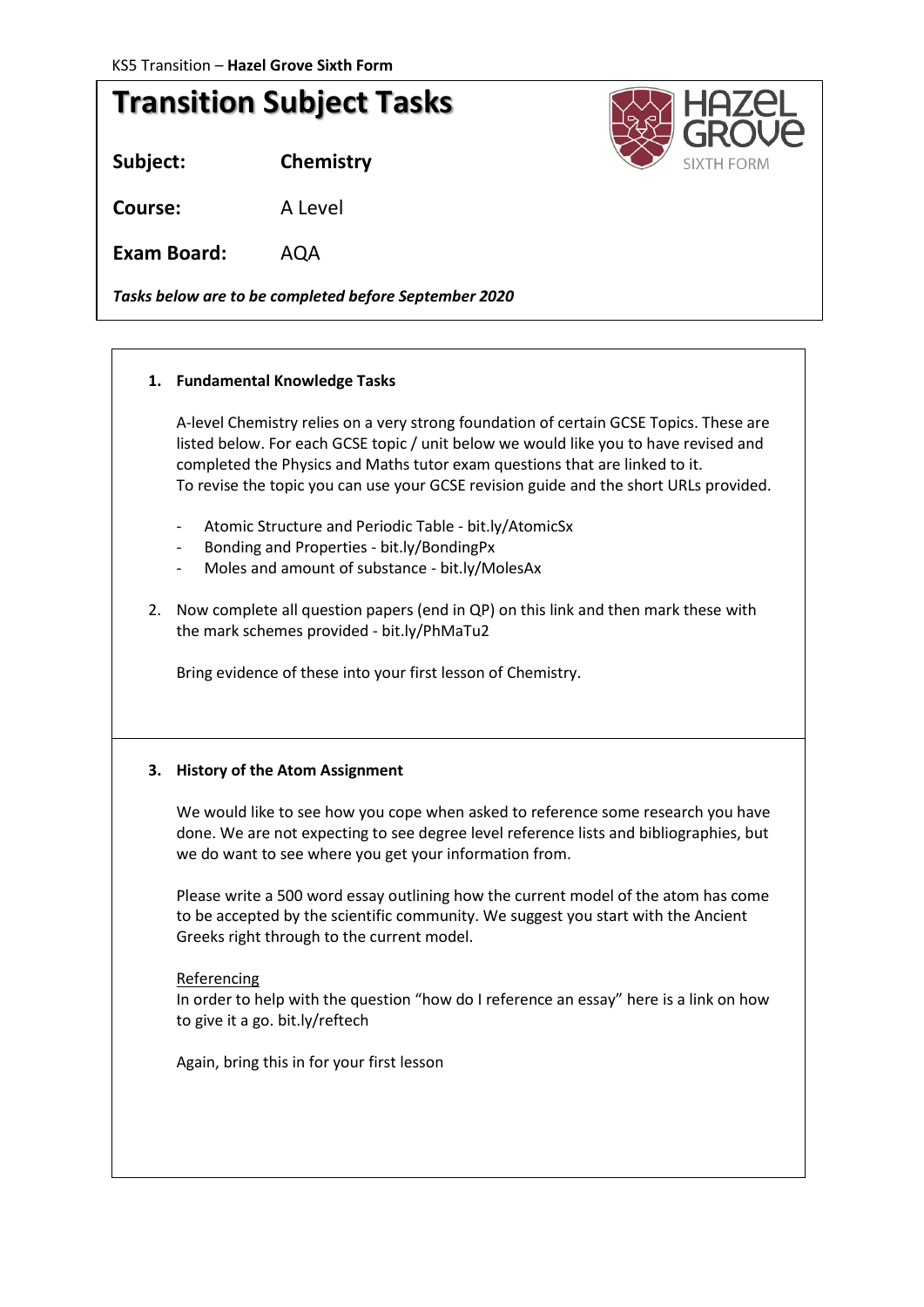KS5 Transition – **Hazel Grove Sixth Form**

# Transition Subject Tasks

**Subject:** **Chemistry**

**Course:** A Level

**Exam Board:** AQA

***Tasks below are to be completed before September 2020***

---

1. **Fundamental Knowledge Tasks**

   A-level Chemistry relies on a very strong foundation of certain GCSE Topics. These are listed below. For each GCSE topic / unit below we would like you to have revised and completed the Physics and Maths tutor exam questions that are linked to it.
   To revise the topic you can use your GCSE revision guide and the short URLs provided.

   - Atomic Structure and Periodic Table - bit.ly/AtomicSx
   - Bonding and Properties - bit.ly/BondingPx
   - Moles and amount of substance - bit.ly/MolesAx

2. Now complete all question papers (end in QP) on this link and then mark these with the mark schemes provided - bit.ly/PhMaTu2

   Bring evidence of these into your first lesson of Chemistry.

---

3. **History of the Atom Assignment**

   We would like to see how you cope when asked to reference some research you have done. We are not expecting to see degree level reference lists and bibliographies, but we do want to see where you get your information from.

   Please write a 500 word essay outlining how the current model of the atom has come to be accepted by the scientific community. We suggest you start with the Ancient Greeks right through to the current model.

   Referencing
   In order to help with the question "how do I reference an essay" here is a link on how to give it a go. bit.ly/reftech

   Again, bring this in for your first lesson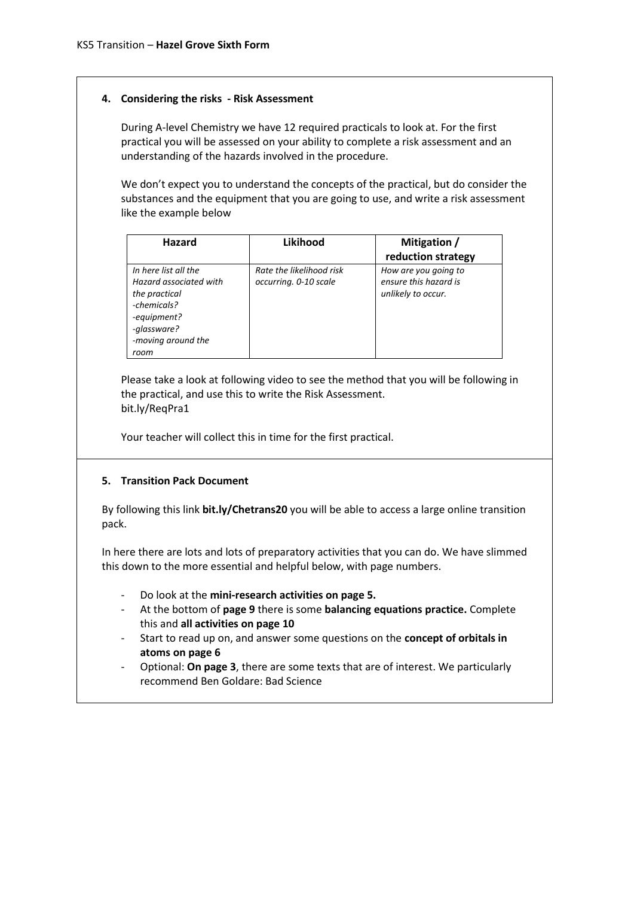## 4. Considering the risks - Risk Assessment

During A-level Chemistry we have 12 required practicals to look at. For the first practical you will be assessed on your ability to complete a risk assessment and an understanding of the hazards involved in the procedure.

We don't expect you to understand the concepts of the practical, but do consider the substances and the equipment that you are going to use, and write a risk assessment like the example below

| Hazard | Likihood | Mitigation / reduction strategy |
| --- | --- | --- |
| *In here list all the Hazard associated with the practical -chemicals? -equipment? -glassware? -moving around the room* | *Rate the likelihood risk occurring. 0-10 scale* | *How are you going to ensure this hazard is unlikely to occur.* |

Please take a look at following video to see the method that you will be following in the practical, and use this to write the Risk Assessment.
bit.ly/ReqPra1

Your teacher will collect this in time for the first practical.

## 5. Transition Pack Document

By following this link **bit.ly/Chetrans20** you will be able to access a large online transition pack.

In here there are lots and lots of preparatory activities that you can do. We have slimmed this down to the more essential and helpful below, with page numbers.

- Do look at the **mini-research activities on page 5.**
- At the bottom of **page 9** there is some **balancing equations practice.** Complete this and **all activities on page 10**
- Start to read up on, and answer some questions on the **concept of orbitals in atoms on page 6**
- Optional: **On page 3**, there are some texts that are of interest. We particularly recommend Ben Goldare: Bad Science